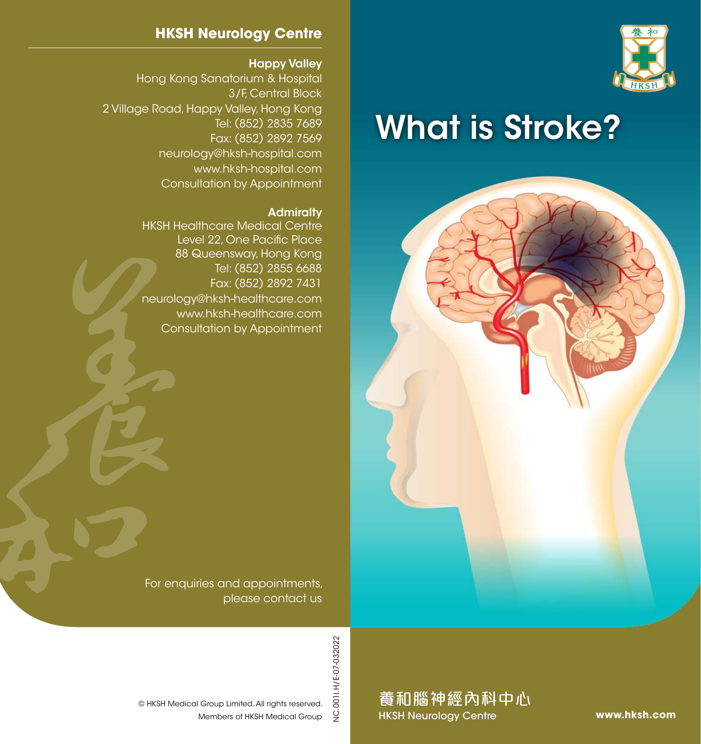# HKSH Neurology Centre

**Happy Valley**
Hong Kong Sanatorium & Hospital
3/F, Central Block
2 Village Road, Happy Valley, Hong Kong
Tel: (852) 2835 7689
Fax: (852) 2892 7569
neurology@hksh-hospital.com
www.hksh-hospital.com
Consultation by Appointment

**Admiralty**
HKSH Healthcare Medical Centre
Level 22, One Pacific Place
88 Queensway, Hong Kong
Tel: (852) 2855 6688
Fax: (852) 2892 7431
neurology@hksh-healthcare.com
www.hksh-healthcare.com
Consultation by Appointment

For enquiries and appointments, please contact us

© HKSH Medical Group Limited. All rights reserved.
Members of HKSH Medical Group

NC.001I.H/E-07-032022

# What is Stroke?

養和腦神經內科中心
HKSH Neurology Centre

**www.hksh.com**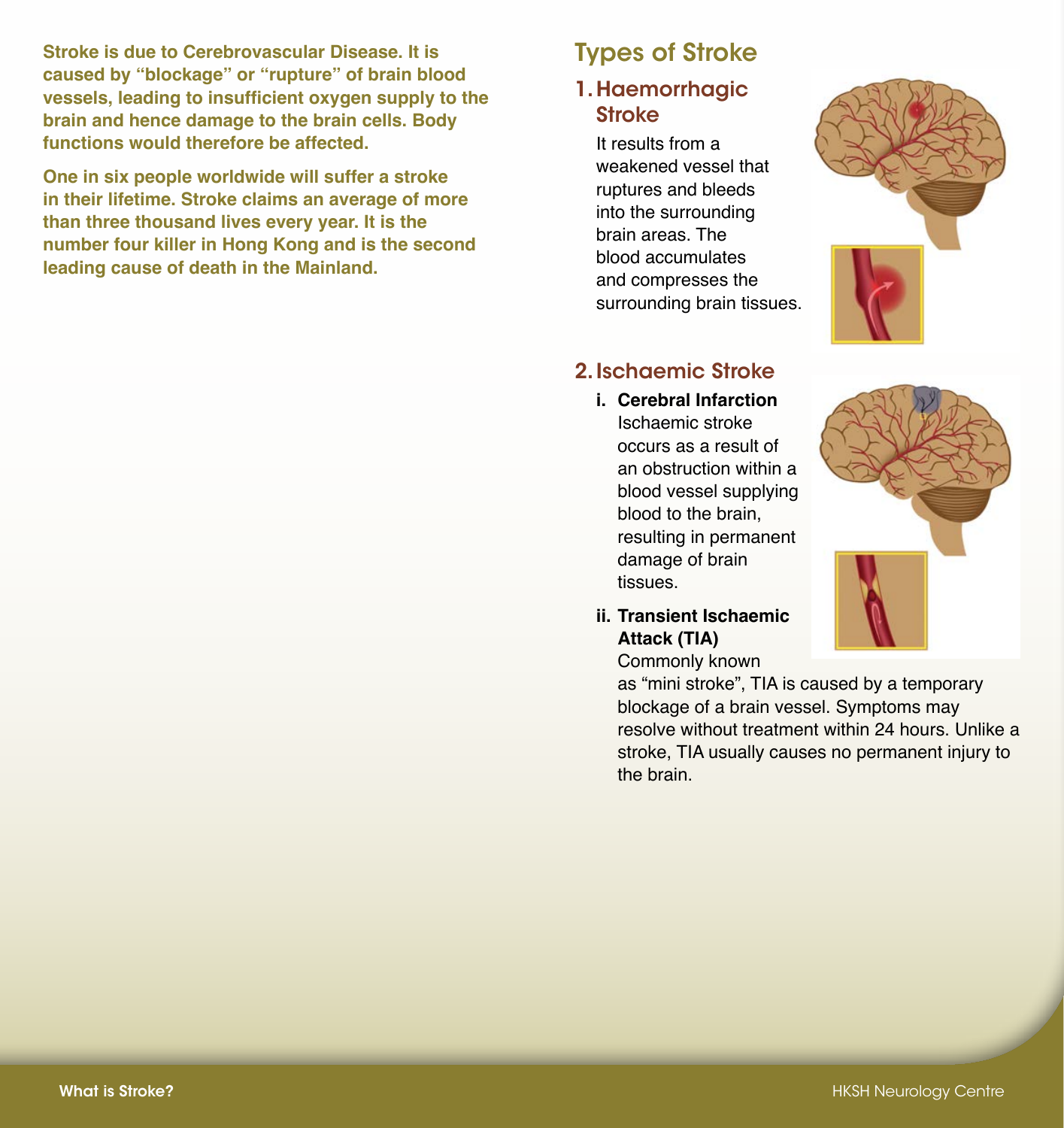**Stroke is due to Cerebrovascular Disease. It is caused by "blockage" or "rupture" of brain blood vessels, leading to insufficient oxygen supply to the brain and hence damage to the brain cells. Body functions would therefore be affected.**

**One in six people worldwide will suffer a stroke in their lifetime. Stroke claims an average of more than three thousand lives every year. It is the number four killer in Hong Kong and is the second leading cause of death in the Mainland.**

## Types of Stroke

### 1. Haemorrhagic Stroke

It results from a weakened vessel that ruptures and bleeds into the surrounding brain areas. The blood accumulates and compresses the surrounding brain tissues.

### 2. Ischaemic Stroke

**i. Cerebral Infarction**
Ischaemic stroke occurs as a result of an obstruction within a blood vessel supplying blood to the brain, resulting in permanent damage of brain tissues.

**ii. Transient Ischaemic Attack (TIA)**
Commonly known as "mini stroke", TIA is caused by a temporary blockage of a brain vessel. Symptoms may resolve without treatment within 24 hours. Unlike a stroke, TIA usually causes no permanent injury to the brain.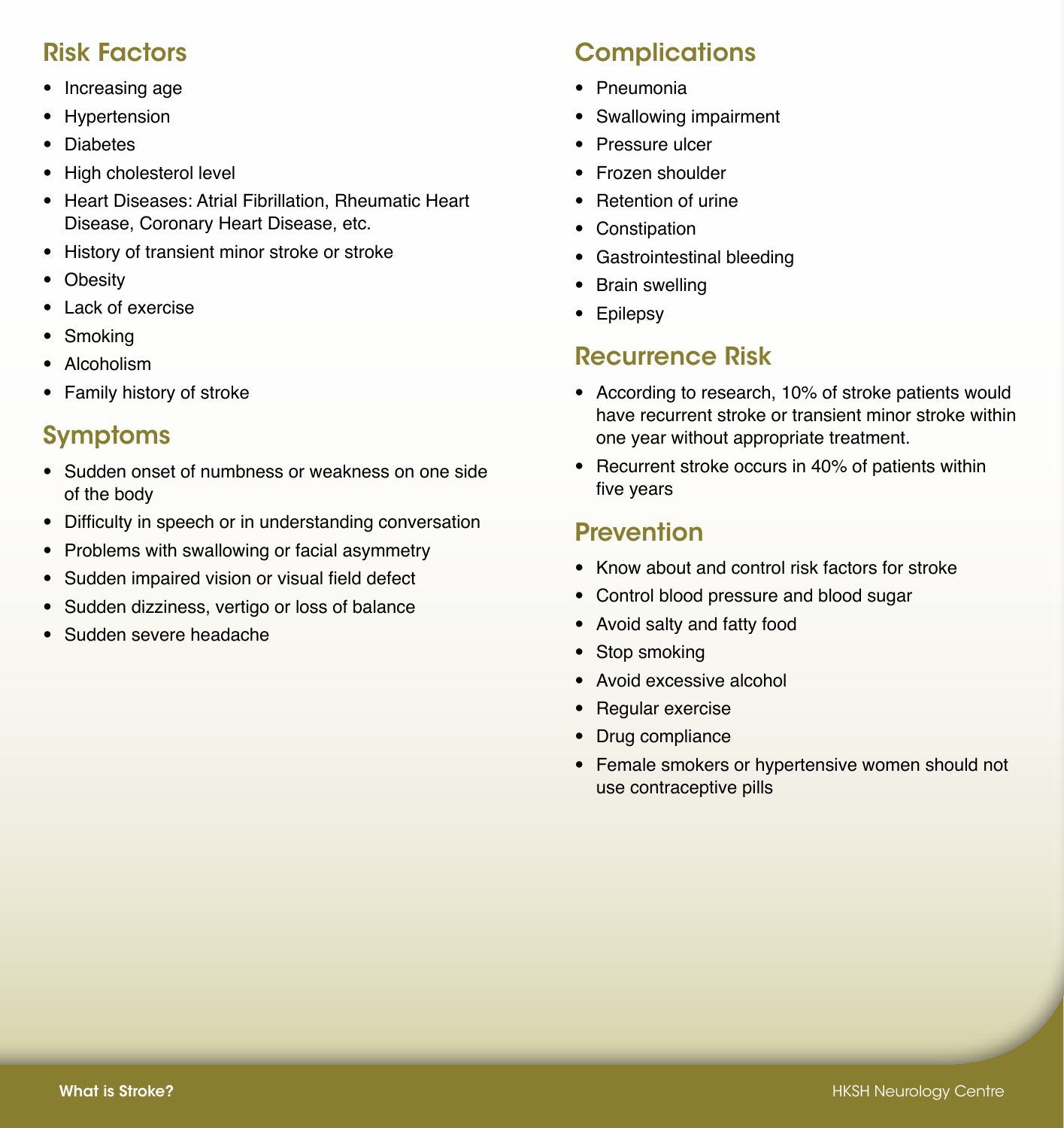## Risk Factors

- Increasing age
- Hypertension
- Diabetes
- High cholesterol level
- Heart Diseases: Atrial Fibrillation, Rheumatic Heart Disease, Coronary Heart Disease, etc.
- History of transient minor stroke or stroke
- Obesity
- Lack of exercise
- Smoking
- Alcoholism
- Family history of stroke

## Symptoms

- Sudden onset of numbness or weakness on one side of the body
- Difficulty in speech or in understanding conversation
- Problems with swallowing or facial asymmetry
- Sudden impaired vision or visual field defect
- Sudden dizziness, vertigo or loss of balance
- Sudden severe headache

## Complications

- Pneumonia
- Swallowing impairment
- Pressure ulcer
- Frozen shoulder
- Retention of urine
- Constipation
- Gastrointestinal bleeding
- Brain swelling
- Epilepsy

## Recurrence Risk

- According to research, 10% of stroke patients would have recurrent stroke or transient minor stroke within one year without appropriate treatment.
- Recurrent stroke occurs in 40% of patients within five years

## Prevention

- Know about and control risk factors for stroke
- Control blood pressure and blood sugar
- Avoid salty and fatty food
- Stop smoking
- Avoid excessive alcohol
- Regular exercise
- Drug compliance
- Female smokers or hypertensive women should not use contraceptive pills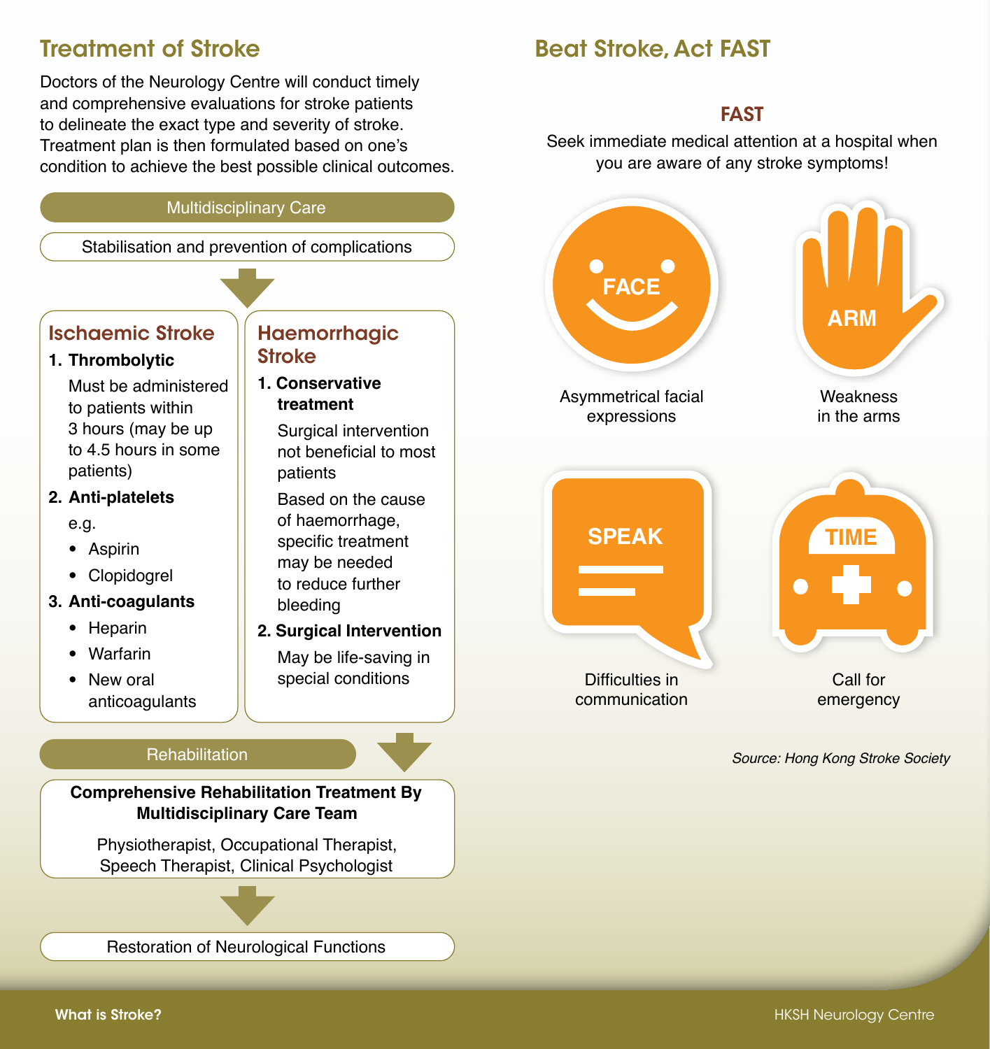## Treatment of Stroke

Doctors of the Neurology Centre will conduct timely and comprehensive evaluations for stroke patients to delineate the exact type and severity of stroke. Treatment plan is then formulated based on one's condition to achieve the best possible clinical outcomes.

**Multidisciplinary Care**

Stabilisation and prevention of complications

### Ischaemic Stroke

1. **Thrombolytic**

   Must be administered to patients within 3 hours (may be up to 4.5 hours in some patients)

2. **Anti-platelets**

   e.g.

   - Aspirin
   - Clopidogrel

3. **Anti-coagulants**

   - Heparin
   - Warfarin
   - New oral anticoagulants

### Haemorrhagic Stroke

1. **Conservative treatment**

   Surgical intervention not beneficial to most patients

   Based on the cause of haemorrhage, specific treatment may be needed to reduce further bleeding

2. **Surgical Intervention**

   May be life-saving in special conditions

**Rehabilitation**

**Comprehensive Rehabilitation Treatment By Multidisciplinary Care Team**

Physiotherapist, Occupational Therapist, Speech Therapist, Clinical Psychologist

Restoration of Neurological Functions

## Beat Stroke, Act FAST

### FAST

Seek immediate medical attention at a hospital when you are aware of any stroke symptoms!

- **FACE** – Asymmetrical facial expressions
- **ARM** – Weakness in the arms
- **SPEAK** – Difficulties in communication
- **TIME** – Call for emergency

*Source: Hong Kong Stroke Society*